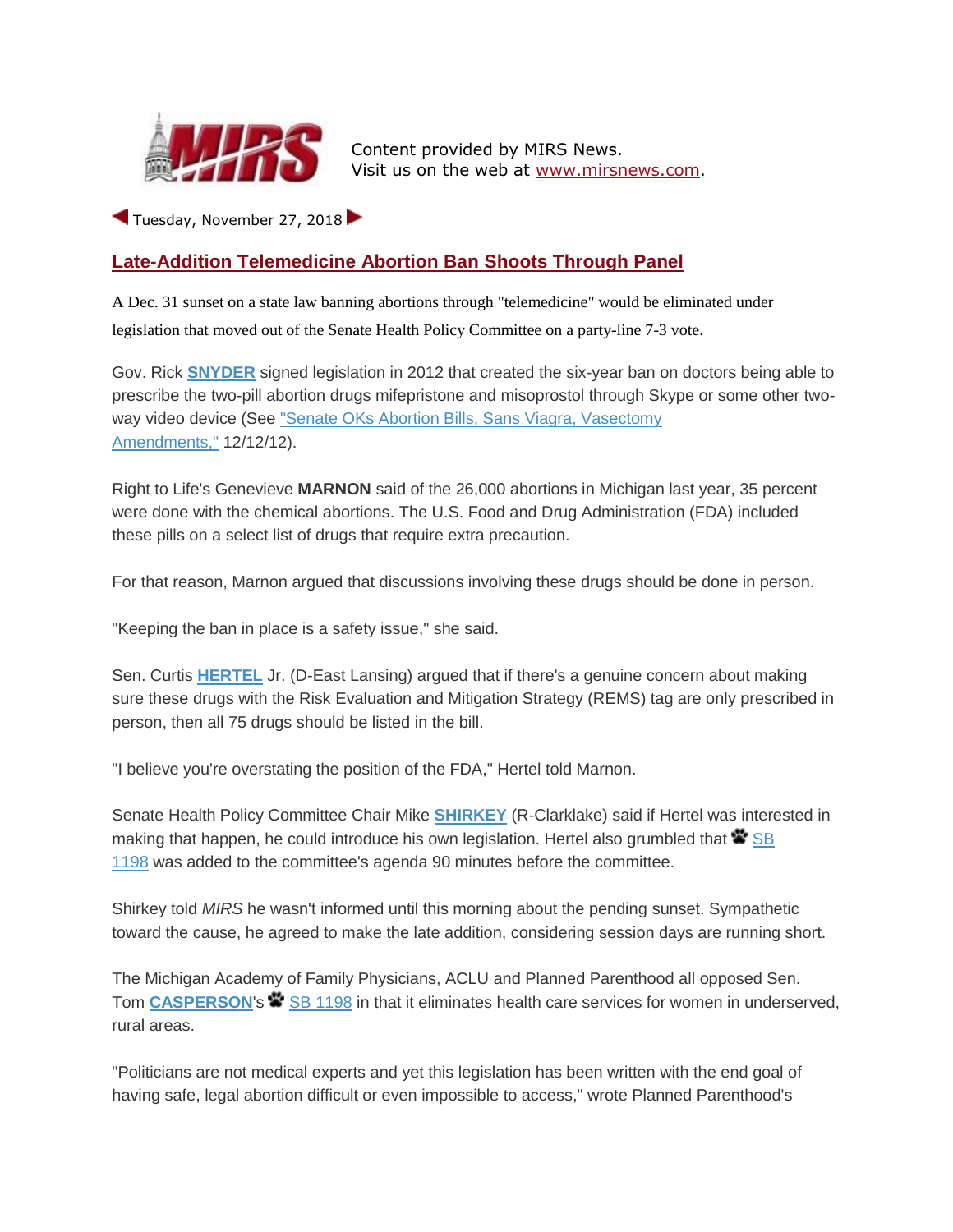Content provided by MIRS News.
Visit us on the web at www.mirsnews.com.

Tuesday, November 27, 2018

## Late-Addition Telemedicine Abortion Ban Shoots Through Panel

A Dec. 31 sunset on a state law banning abortions through "telemedicine" would be eliminated under legislation that moved out of the Senate Health Policy Committee on a party-line 7-3 vote.

Gov. Rick **SNYDER** signed legislation in 2012 that created the six-year ban on doctors being able to prescribe the two-pill abortion drugs mifepristone and misoprostol through Skype or some other two-way video device (See "Senate OKs Abortion Bills, Sans Viagra, Vasectomy Amendments," 12/12/12).

Right to Life's Genevieve **MARNON** said of the 26,000 abortions in Michigan last year, 35 percent were done with the chemical abortions. The U.S. Food and Drug Administration (FDA) included these pills on a select list of drugs that require extra precaution.

For that reason, Marnon argued that discussions involving these drugs should be done in person.

"Keeping the ban in place is a safety issue," she said.

Sen. Curtis **HERTEL** Jr. (D-East Lansing) argued that if there's a genuine concern about making sure these drugs with the Risk Evaluation and Mitigation Strategy (REMS) tag are only prescribed in person, then all 75 drugs should be listed in the bill.

"I believe you're overstating the position of the FDA," Hertel told Marnon.

Senate Health Policy Committee Chair Mike **SHIRKEY** (R-Clarklake) said if Hertel was interested in making that happen, he could introduce his own legislation. Hertel also grumbled that SB 1198 was added to the committee's agenda 90 minutes before the committee.

Shirkey told *MIRS* he wasn't informed until this morning about the pending sunset. Sympathetic toward the cause, he agreed to make the late addition, considering session days are running short.

The Michigan Academy of Family Physicians, ACLU and Planned Parenthood all opposed Sen. Tom **CASPERSON**'s SB 1198 in that it eliminates health care services for women in underserved, rural areas.

"Politicians are not medical experts and yet this legislation has been written with the end goal of having safe, legal abortion difficult or even impossible to access," wrote Planned Parenthood's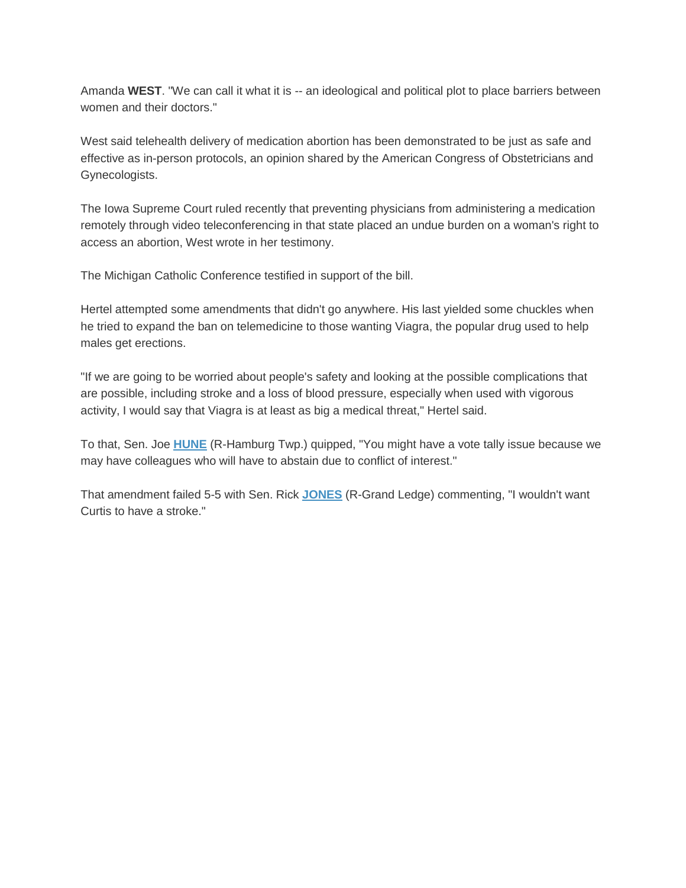Amanda **WEST**. "We can call it what it is -- an ideological and political plot to place barriers between women and their doctors."

West said telehealth delivery of medication abortion has been demonstrated to be just as safe and effective as in-person protocols, an opinion shared by the American Congress of Obstetricians and Gynecologists.

The Iowa Supreme Court ruled recently that preventing physicians from administering a medication remotely through video teleconferencing in that state placed an undue burden on a woman's right to access an abortion, West wrote in her testimony.

The Michigan Catholic Conference testified in support of the bill.

Hertel attempted some amendments that didn't go anywhere. His last yielded some chuckles when he tried to expand the ban on telemedicine to those wanting Viagra, the popular drug used to help males get erections.

"If we are going to be worried about people's safety and looking at the possible complications that are possible, including stroke and a loss of blood pressure, especially when used with vigorous activity, I would say that Viagra is at least as big a medical threat," Hertel said.

To that, Sen. Joe **HUNE** (R-Hamburg Twp.) quipped, "You might have a vote tally issue because we may have colleagues who will have to abstain due to conflict of interest."

That amendment failed 5-5 with Sen. Rick **JONES** (R-Grand Ledge) commenting, "I wouldn't want Curtis to have a stroke."